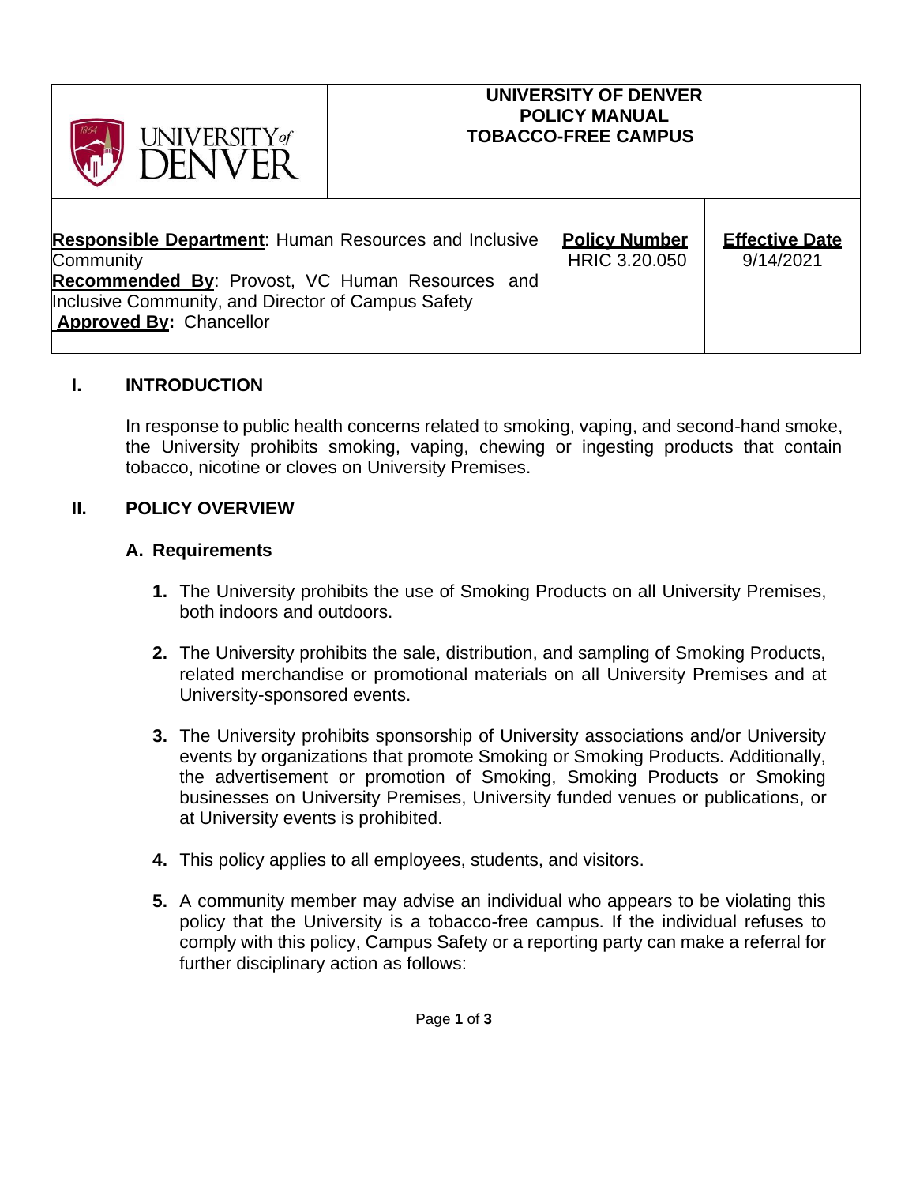| UNIVERSITY of DENVER | UNIVERSITY OF DENVER<br>POLICY MANUAL<br>TOBACCO-FREE CAMPUS | | |
|---|---|---|---|
| **Responsible Department**: Human Resources and Inclusive Community<br>**Recommended By**: Provost, VC Human Resources and Inclusive Community, and Director of Campus Safety<br>**Approved By:** Chancellor | | **Policy Number**<br>HRIC 3.20.050 | **Effective Date**<br>9/14/2021 |

## I. INTRODUCTION

In response to public health concerns related to smoking, vaping, and second-hand smoke, the University prohibits smoking, vaping, chewing or ingesting products that contain tobacco, nicotine or cloves on University Premises.

## II. POLICY OVERVIEW

### A. Requirements

1. The University prohibits the use of Smoking Products on all University Premises, both indoors and outdoors.

2. The University prohibits the sale, distribution, and sampling of Smoking Products, related merchandise or promotional materials on all University Premises and at University-sponsored events.

3. The University prohibits sponsorship of University associations and/or University events by organizations that promote Smoking or Smoking Products. Additionally, the advertisement or promotion of Smoking, Smoking Products or Smoking businesses on University Premises, University funded venues or publications, or at University events is prohibited.

4. This policy applies to all employees, students, and visitors.

5. A community member may advise an individual who appears to be violating this policy that the University is a tobacco-free campus. If the individual refuses to comply with this policy, Campus Safety or a reporting party can make a referral for further disciplinary action as follows: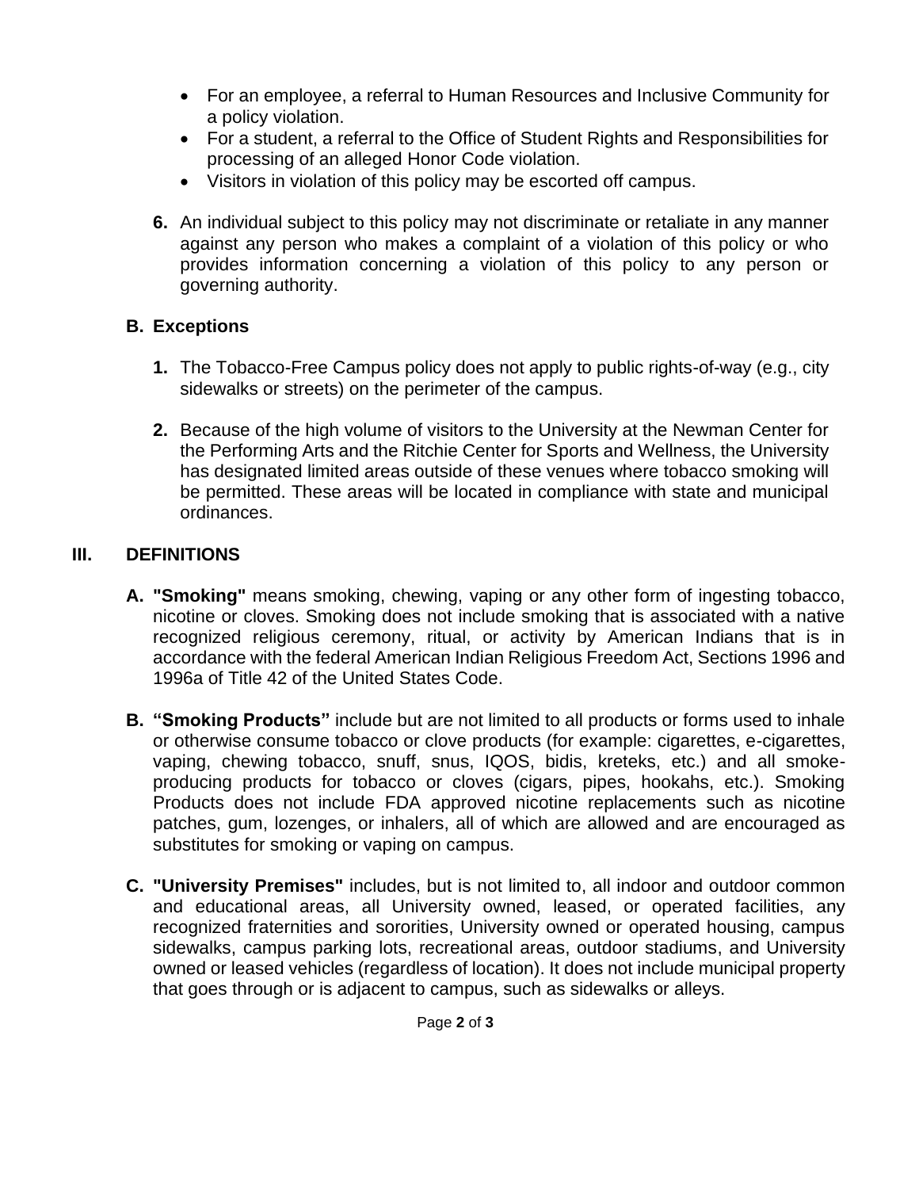- For an employee, a referral to Human Resources and Inclusive Community for a policy violation.
- For a student, a referral to the Office of Student Rights and Responsibilities for processing of an alleged Honor Code violation.
- Visitors in violation of this policy may be escorted off campus.

**6.** An individual subject to this policy may not discriminate or retaliate in any manner against any person who makes a complaint of a violation of this policy or who provides information concerning a violation of this policy to any person or governing authority.

### B. Exceptions

**1.** The Tobacco-Free Campus policy does not apply to public rights-of-way (e.g., city sidewalks or streets) on the perimeter of the campus.

**2.** Because of the high volume of visitors to the University at the Newman Center for the Performing Arts and the Ritchie Center for Sports and Wellness, the University has designated limited areas outside of these venues where tobacco smoking will be permitted. These areas will be located in compliance with state and municipal ordinances.

## III. DEFINITIONS

**A. "Smoking"** means smoking, chewing, vaping or any other form of ingesting tobacco, nicotine or cloves. Smoking does not include smoking that is associated with a native recognized religious ceremony, ritual, or activity by American Indians that is in accordance with the federal American Indian Religious Freedom Act, Sections 1996 and 1996a of Title 42 of the United States Code.

**B. "Smoking Products"** include but are not limited to all products or forms used to inhale or otherwise consume tobacco or clove products (for example: cigarettes, e-cigarettes, vaping, chewing tobacco, snuff, snus, IQOS, bidis, kreteks, etc.) and all smoke-producing products for tobacco or cloves (cigars, pipes, hookahs, etc.). Smoking Products does not include FDA approved nicotine replacements such as nicotine patches, gum, lozenges, or inhalers, all of which are allowed and are encouraged as substitutes for smoking or vaping on campus.

**C. "University Premises"** includes, but is not limited to, all indoor and outdoor common and educational areas, all University owned, leased, or operated facilities, any recognized fraternities and sororities, University owned or operated housing, campus sidewalks, campus parking lots, recreational areas, outdoor stadiums, and University owned or leased vehicles (regardless of location). It does not include municipal property that goes through or is adjacent to campus, such as sidewalks or alleys.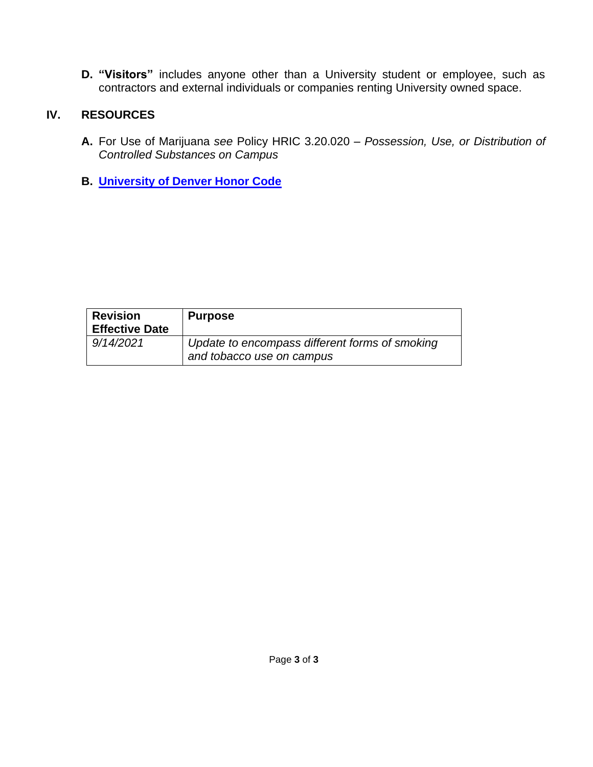**D. "Visitors"** includes anyone other than a University student or employee, such as contractors and external individuals or companies renting University owned space.

## IV. RESOURCES

**A.** For Use of Marijuana *see* Policy HRIC 3.20.020 – *Possession, Use, or Distribution of Controlled Substances on Campus*

**B.** **University of Denver Honor Code**

| Revision Effective Date | Purpose |
|---|---|
| *9/14/2021* | *Update to encompass different forms of smoking and tobacco use on campus* |